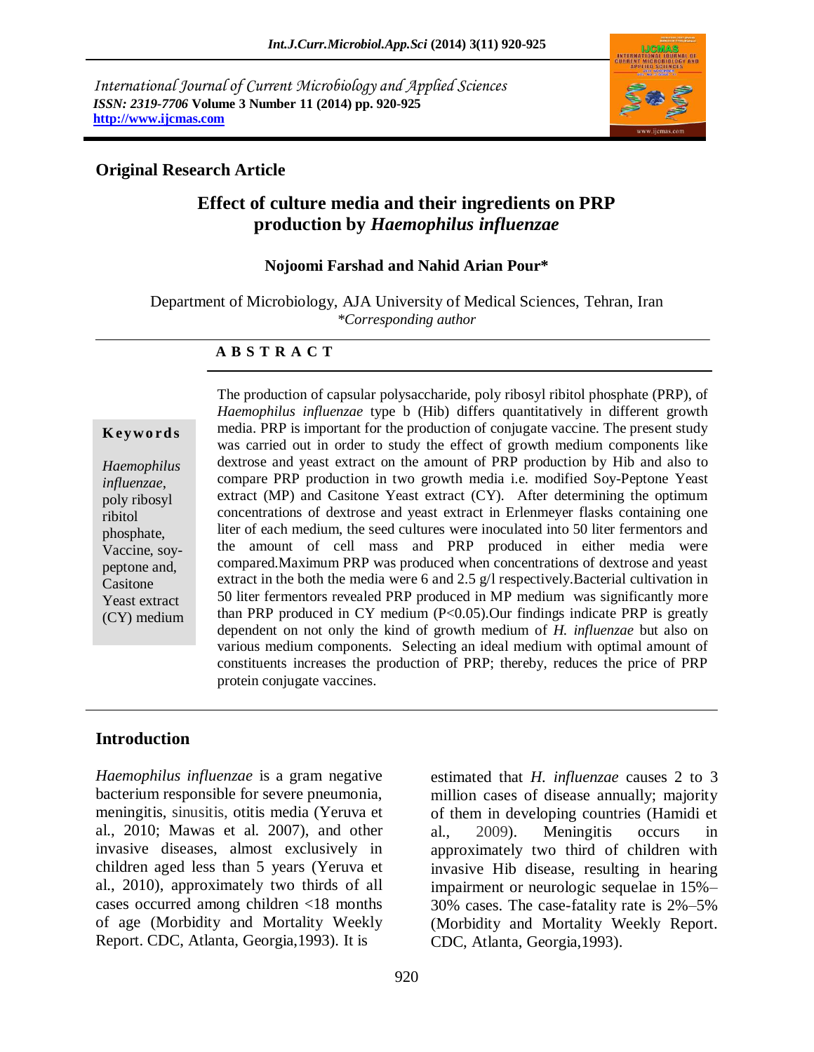*International Journal of Current Microbiology and Applied Sciences*
***ISSN: 2319-7706*** **Volume 3 Number 11 (2014) pp. 920-925**
**http://www.ijcmas.com**

**Original Research Article**

# Effect of culture media and their ingredients on PRP production by *Haemophilus influenzae*

**Nojoomi Farshad and Nahid Arian Pour***

Department of Microbiology, AJA University of Medical Sciences, Tehran, Iran
*\*Corresponding author*

## A B S T R A C T

**Keywords**

*Haemophilus influenzae,* poly ribosyl ribitol phosphate, Vaccine, soy-peptone and, Casitone Yeast extract (CY) medium

The production of capsular polysaccharide, poly ribosyl ribitol phosphate (PRP), of *Haemophilus influenzae* type b (Hib) differs quantitatively in different growth media. PRP is important for the production of conjugate vaccine. The present study was carried out in order to study the effect of growth medium components like dextrose and yeast extract on the amount of PRP production by Hib and also to compare PRP production in two growth media i.e. modified Soy-Peptone Yeast extract (MP) and Casitone Yeast extract (CY). After determining the optimum concentrations of dextrose and yeast extract in Erlenmeyer flasks containing one liter of each medium, the seed cultures were inoculated into 50 liter fermentors and the amount of cell mass and PRP produced in either media were compared.Maximum PRP was produced when concentrations of dextrose and yeast extract in the both the media were 6 and 2.5 g/l respectively.Bacterial cultivation in 50 liter fermentors revealed PRP produced in MP medium was significantly more than PRP produced in CY medium ($P<0.05$).Our findings indicate PRP is greatly dependent on not only the kind of growth medium of *H. influenzae* but also on various medium components. Selecting an ideal medium with optimal amount of constituents increases the production of PRP; thereby, reduces the price of PRP protein conjugate vaccines.

## Introduction

*Haemophilus influenzae* is a gram negative bacterium responsible for severe pneumonia, meningitis, sinusitis, otitis media (Yeruva et al., 2010; Mawas et al. 2007), and other invasive diseases, almost exclusively in children aged less than 5 years (Yeruva et al., 2010), approximately two thirds of all cases occurred among children <18 months of age (Morbidity and Mortality Weekly Report. CDC, Atlanta, Georgia,1993). It is estimated that *H. influenzae* causes 2 to 3 million cases of disease annually; majority of them in developing countries (Hamidi et al., 2009). Meningitis occurs in approximately two third of children with invasive Hib disease, resulting in hearing impairment or neurologic sequelae in 15%–30% cases. The case-fatality rate is 2%–5% (Morbidity and Mortality Weekly Report. CDC, Atlanta, Georgia,1993).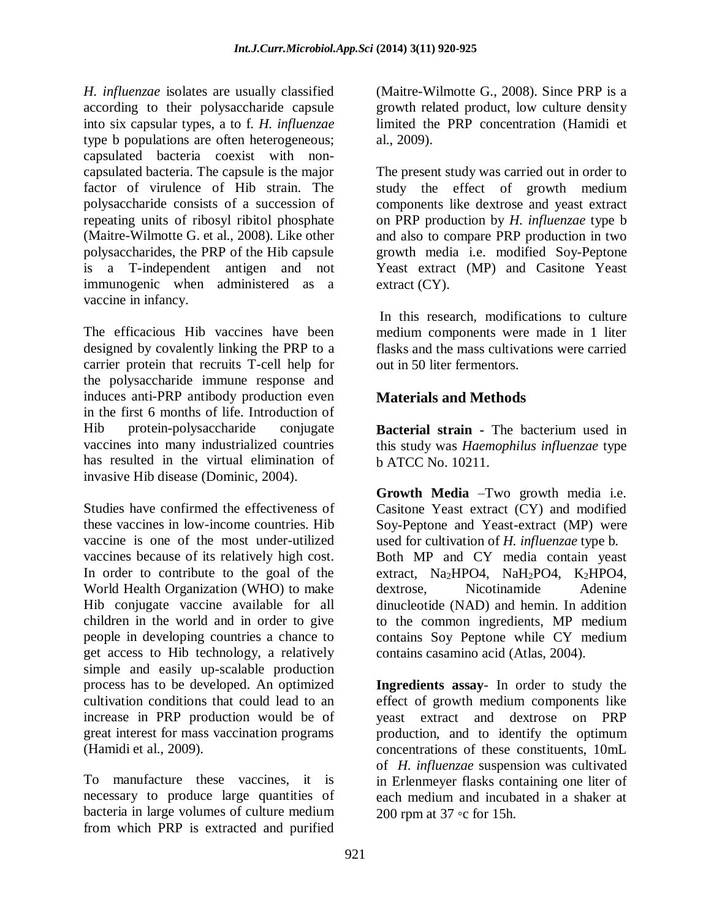*H. influenzae* isolates are usually classified according to their polysaccharide capsule into six capsular types, a to f. *H. influenzae* type b populations are often heterogeneous; capsulated bacteria coexist with non-capsulated bacteria. The capsule is the major factor of virulence of Hib strain. The polysaccharide consists of a succession of repeating units of ribosyl ribitol phosphate (Maitre-Wilmotte G. et al., 2008). Like other polysaccharides, the PRP of the Hib capsule is a T-independent antigen and not immunogenic when administered as a vaccine in infancy.

The efficacious Hib vaccines have been designed by covalently linking the PRP to a carrier protein that recruits T-cell help for the polysaccharide immune response and induces anti-PRP antibody production even in the first 6 months of life. Introduction of Hib protein-polysaccharide conjugate vaccines into many industrialized countries has resulted in the virtual elimination of invasive Hib disease (Dominic, 2004).

Studies have confirmed the effectiveness of these vaccines in low-income countries. Hib vaccine is one of the most under-utilized vaccines because of its relatively high cost. In order to contribute to the goal of the World Health Organization (WHO) to make Hib conjugate vaccine available for all children in the world and in order to give people in developing countries a chance to get access to Hib technology, a relatively simple and easily up-scalable production process has to be developed. An optimized cultivation conditions that could lead to an increase in PRP production would be of great interest for mass vaccination programs (Hamidi et al., 2009).

To manufacture these vaccines, it is necessary to produce large quantities of bacteria in large volumes of culture medium from which PRP is extracted and purified (Maitre-Wilmotte G., 2008). Since PRP is a growth related product, low culture density limited the PRP concentration (Hamidi et al., 2009).

The present study was carried out in order to study the effect of growth medium components like dextrose and yeast extract on PRP production by *H. influenzae* type b and also to compare PRP production in two growth media i.e. modified Soy-Peptone Yeast extract (MP) and Casitone Yeast extract (CY).

In this research, modifications to culture medium components were made in 1 liter flasks and the mass cultivations were carried out in 50 liter fermentors.

## Materials and Methods

**Bacterial strain -** The bacterium used in this study was *Haemophilus influenzae* type b ATCC No. 10211.

**Growth Media** –Two growth media i.e. Casitone Yeast extract (CY) and modified Soy-Peptone and Yeast-extract (MP) were used for cultivation of *H. influenzae* type b. Both MP and CY media contain yeast extract, $Na_2HPO4$, $NaH_2PO4$, $K_2HPO4$, dextrose, Nicotinamide Adenine dinucleotide (NAD) and hemin. In addition to the common ingredients, MP medium contains Soy Peptone while CY medium contains casamino acid (Atlas, 2004).

**Ingredients assay**- In order to study the effect of growth medium components like yeast extract and dextrose on PRP production, and to identify the optimum concentrations of these constituents, 10mL of *H. influenzae* suspension was cultivated in Erlenmeyer flasks containing one liter of each medium and incubated in a shaker at 200 rpm at 37 ◦c for 15h.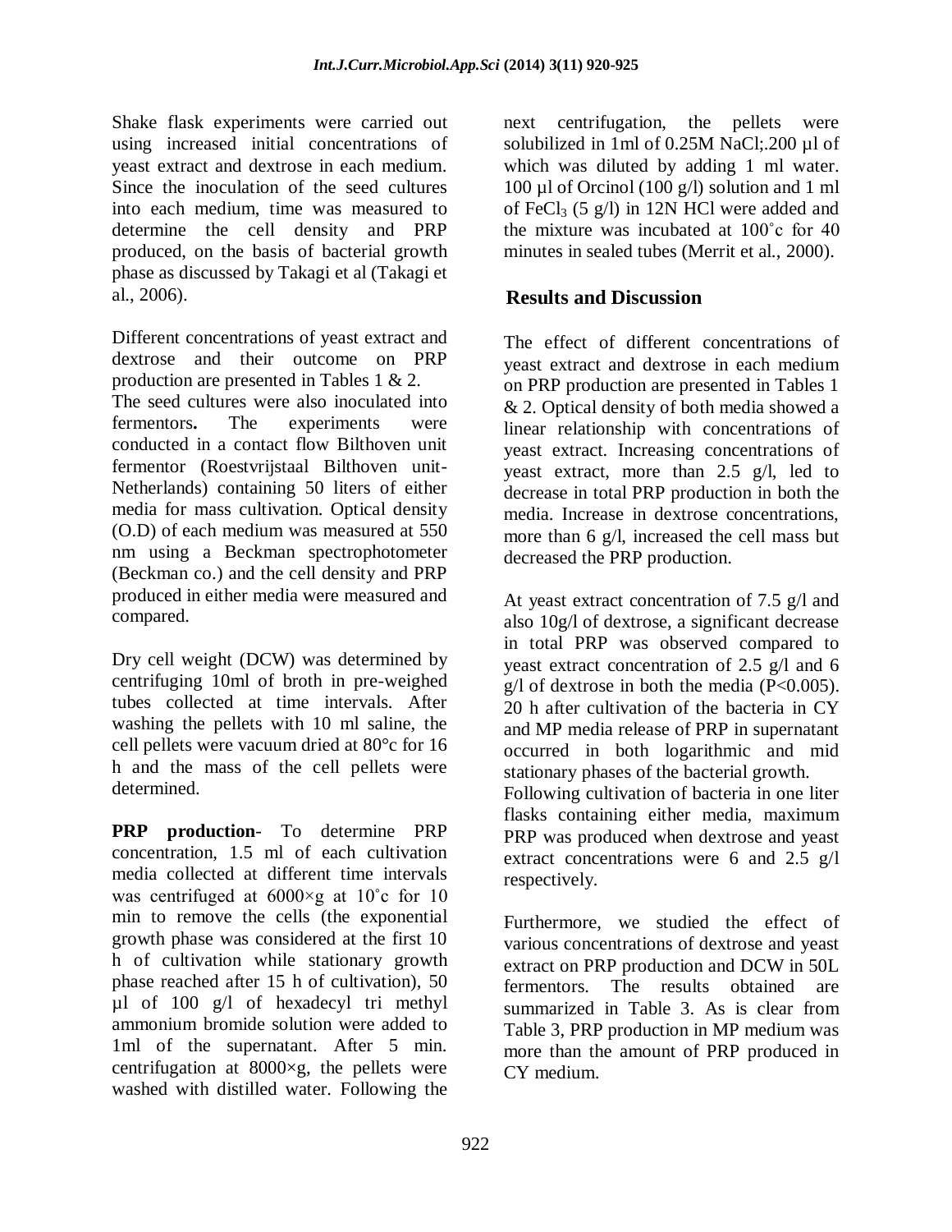Shake flask experiments were carried out using increased initial concentrations of yeast extract and dextrose in each medium. Since the inoculation of the seed cultures into each medium, time was measured to determine the cell density and PRP produced, on the basis of bacterial growth phase as discussed by Takagi et al (Takagi et al., 2006).

Different concentrations of yeast extract and dextrose and their outcome on PRP production are presented in Tables 1 & 2. The seed cultures were also inoculated into fermentors**.** The experiments were conducted in a contact flow Bilthoven unit fermentor (Roestvrijstaal Bilthoven unit-Netherlands) containing 50 liters of either media for mass cultivation. Optical density (O.D) of each medium was measured at 550 nm using a Beckman spectrophotometer (Beckman co.) and the cell density and PRP produced in either media were measured and compared.

Dry cell weight (DCW) was determined by centrifuging 10ml of broth in pre-weighed tubes collected at time intervals. After washing the pellets with 10 ml saline, the cell pellets were vacuum dried at 80°c for 16 h and the mass of the cell pellets were determined.

**PRP production**- To determine PRP concentration, 1.5 ml of each cultivation media collected at different time intervals was centrifuged at 6000×g at 10˚c for 10 min to remove the cells (the exponential growth phase was considered at the first 10 h of cultivation while stationary growth phase reached after 15 h of cultivation), 50 µl of 100 g/l of hexadecyl tri methyl ammonium bromide solution were added to 1ml of the supernatant. After 5 min. centrifugation at 8000×g, the pellets were washed with distilled water. Following the next centrifugation, the pellets were solubilized in 1ml of 0.25M NaCl;.200 µl of which was diluted by adding 1 ml water. 100 µl of Orcinol (100 g/l) solution and 1 ml of $FeCl_3$ (5 g/l) in 12N HCl were added and the mixture was incubated at 100˚c for 40 minutes in sealed tubes (Merrit et al., 2000).

## Results and Discussion

The effect of different concentrations of yeast extract and dextrose in each medium on PRP production are presented in Tables 1 & 2. Optical density of both media showed a linear relationship with concentrations of yeast extract. Increasing concentrations of yeast extract, more than 2.5 g/l, led to decrease in total PRP production in both the media. Increase in dextrose concentrations, more than 6 g/l, increased the cell mass but decreased the PRP production.

At yeast extract concentration of 7.5 g/l and also 10g/l of dextrose, a significant decrease in total PRP was observed compared to yeast extract concentration of 2.5 g/l and 6 g/l of dextrose in both the media ($P<0.005$). 20 h after cultivation of the bacteria in CY and MP media release of PRP in supernatant occurred in both logarithmic and mid stationary phases of the bacterial growth. Following cultivation of bacteria in one liter flasks containing either media, maximum PRP was produced when dextrose and yeast extract concentrations were 6 and 2.5 g/l respectively.

Furthermore, we studied the effect of various concentrations of dextrose and yeast extract on PRP production and DCW in 50L fermentors. The results obtained are summarized in Table 3. As is clear from Table 3, PRP production in MP medium was more than the amount of PRP produced in CY medium.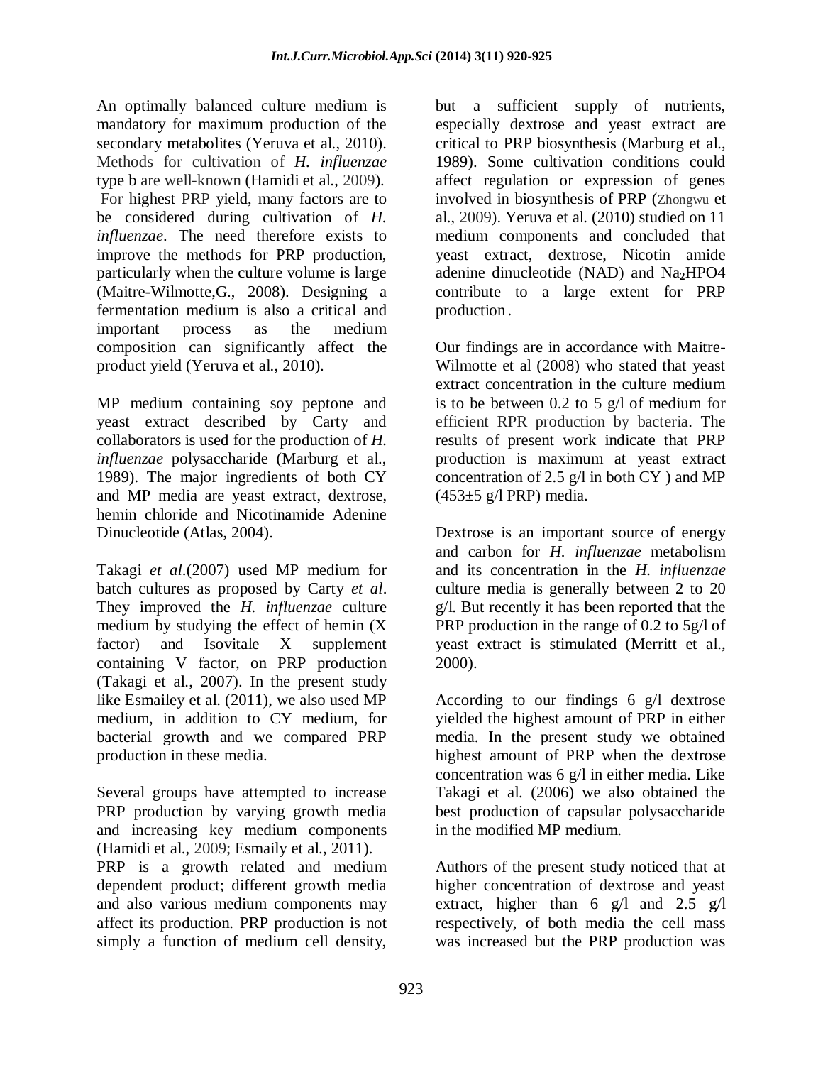An optimally balanced culture medium is mandatory for maximum production of the secondary metabolites (Yeruva et al., 2010). Methods for cultivation of *H. influenzae* type b are well-known (Hamidi et al., 2009). For highest PRP yield, many factors are to be considered during cultivation of *H. influenzae*. The need therefore exists to improve the methods for PRP production, particularly when the culture volume is large (Maitre-Wilmotte,G., 2008). Designing a fermentation medium is also a critical and important process as the medium composition can significantly affect the product yield (Yeruva et al., 2010).

MP medium containing soy peptone and yeast extract described by Carty and collaborators is used for the production of *H. influenzae* polysaccharide (Marburg et al., 1989). The major ingredients of both CY and MP media are yeast extract, dextrose, hemin chloride and Nicotinamide Adenine Dinucleotide (Atlas, 2004).

Takagi *et al*.(2007) used MP medium for batch cultures as proposed by Carty *et al*. They improved the *H. influenzae* culture medium by studying the effect of hemin (X factor) and Isovitale X supplement containing V factor, on PRP production (Takagi et al., 2007). In the present study like Esmailey et al. (2011), we also used MP medium, in addition to CY medium, for bacterial growth and we compared PRP production in these media.

Several groups have attempted to increase PRP production by varying growth media and increasing key medium components (Hamidi et al., 2009; Esmaily et al., 2011). PRP is a growth related and medium dependent product; different growth media and also various medium components may affect its production. PRP production is not simply a function of medium cell density, but a sufficient supply of nutrients, especially dextrose and yeast extract are critical to PRP biosynthesis (Marburg et al., 1989). Some cultivation conditions could affect regulation or expression of genes involved in biosynthesis of PRP (Zhongwu et al., 2009). Yeruva et al. (2010) studied on 11 medium components and concluded that yeast extract, dextrose, Nicotin amide adenine dinucleotide (NAD) and $Na_2HPO4$ contribute to a large extent for PRP production.

Our findings are in accordance with Maitre-Wilmotte et al (2008) who stated that yeast extract concentration in the culture medium is to be between 0.2 to 5 g/l of medium for efficient RPR production by bacteria. The results of present work indicate that PRP production is maximum at yeast extract concentration of 2.5 g/l in both CY ) and MP (453±5 g/l PRP) media.

Dextrose is an important source of energy and carbon for *H. influenzae* metabolism and its concentration in the *H. influenzae* culture media is generally between 2 to 20 g/l. But recently it has been reported that the PRP production in the range of 0.2 to 5g/l of yeast extract is stimulated (Merritt et al., 2000).

According to our findings 6 g/l dextrose yielded the highest amount of PRP in either media. In the present study we obtained highest amount of PRP when the dextrose concentration was 6 g/l in either media. Like Takagi et al. (2006) we also obtained the best production of capsular polysaccharide in the modified MP medium.

Authors of the present study noticed that at higher concentration of dextrose and yeast extract, higher than 6 g/l and 2.5 g/l respectively, of both media the cell mass was increased but the PRP production was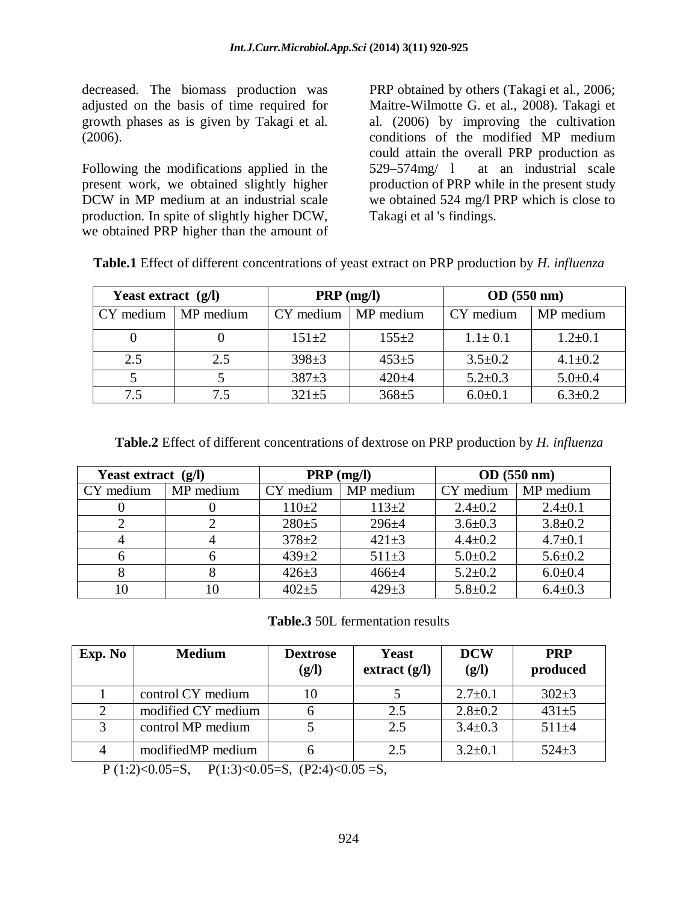decreased. The biomass production was adjusted on the basis of time required for growth phases as is given by Takagi et al. (2006).

Following the modifications applied in the present work, we obtained slightly higher DCW in MP medium at an industrial scale production. In spite of slightly higher DCW, we obtained PRP higher than the amount of PRP obtained by others (Takagi et al., 2006; Maitre-Wilmotte G. et al., 2008). Takagi et al. (2006) by improving the cultivation conditions of the modified MP medium could attain the overall PRP production as 529–574mg/ l at an industrial scale production of PRP while in the present study we obtained 524 mg/l PRP which is close to Takagi et al 's findings.

**Table.1** Effect of different concentrations of yeast extract on PRP production by *H. influenza*

| **Yeast extract (g/l)** | | **PRP (mg/l)** | | **OD (550 nm)** | |
|---|---|---|---|---|---|
| CY medium | MP medium | CY medium | MP medium | CY medium | MP medium |
| 0 | 0 | 151±2 | 155±2 | 1.1± 0.1 | 1.2±0.1 |
| 2.5 | 2.5 | 398±3 | 453±5 | 3.5±0.2 | 4.1±0.2 |
| 5 | 5 | 387±3 | 420±4 | 5.2±0.3 | 5.0±0.4 |
| 7.5 | 7.5 | 321±5 | 368±5 | 6.0±0.1 | 6.3±0.2 |

**Table.2** Effect of different concentrations of dextrose on PRP production by *H. influenza*

| **Yeast extract (g/l)** | | **PRP (mg/l)** | | **OD (550 nm)** | |
|---|---|---|---|---|---|
| CY medium | MP medium | CY medium | MP medium | CY medium | MP medium |
| 0 | 0 | 110±2 | 113±2 | 2.4±0.2 | 2.4±0.1 |
| 2 | 2 | 280±5 | 296±4 | 3.6±0.3 | 3.8±0.2 |
| 4 | 4 | 378±2 | 421±3 | 4.4±0.2 | 4.7±0.1 |
| 6 | 6 | 439±2 | 511±3 | 5.0±0.2 | 5.6±0.2 |
| 8 | 8 | 426±3 | 466±4 | 5.2±0.2 | 6.0±0.4 |
| 10 | 10 | 402±5 | 429±3 | 5.8±0.2 | 6.4±0.3 |

**Table.3** 50L fermentation results

| **Exp. No** | **Medium** | **Dextrose (g/l)** | **Yeast extract (g/l)** | **DCW (g/l)** | **PRP produced** |
|---|---|---|---|---|---|
| 1 | control CY medium | 10 | 5 | 2.7±0.1 | 302±3 |
| 2 | modified CY medium | 6 | 2.5 | 2.8±0.2 | 431±5 |
| 3 | control MP medium | 5 | 2.5 | 3.4±0.3 | 511±4 |
| 4 | modifiedMP medium | 6 | 2.5 | 3.2±0.1 | 524±3 |

P (1:2)<0.05=S, P(1:3)<0.05=S, (P2:4)<0.05 =S,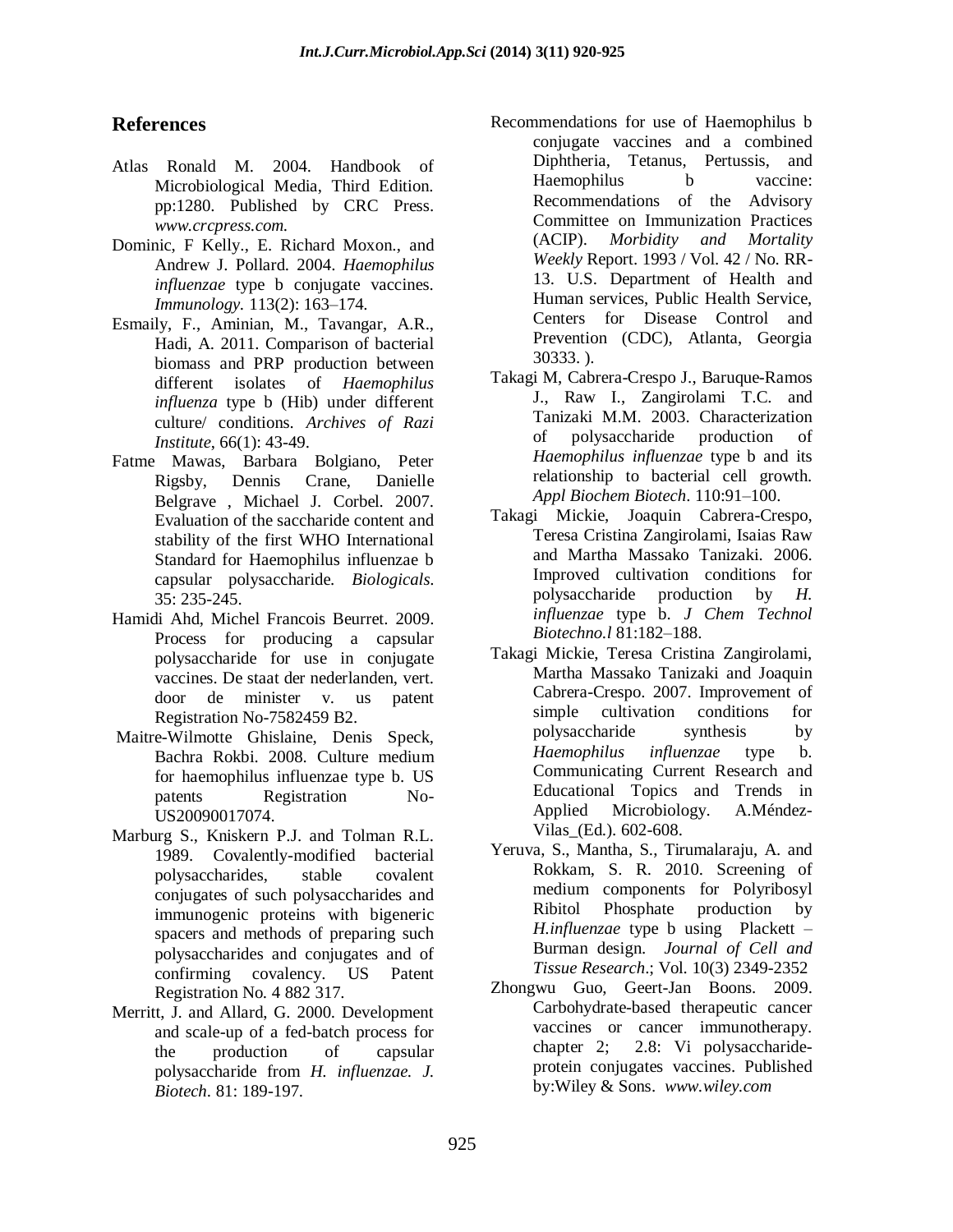## References

Atlas Ronald M. 2004. Handbook of Microbiological Media, Third Edition. pp:1280. Published by CRC Press. *www.crcpress.com.*

Dominic, F Kelly., E. Richard Moxon., and Andrew J. Pollard. 2004. *Haemophilus influenzae* type b conjugate vaccines. *Immunology.* 113(2): 163–174.

Esmaily, F., Aminian, M., Tavangar, A.R., Hadi, A. 2011. Comparison of bacterial biomass and PRP production between different isolates of *Haemophilus influenza* type b (Hib) under different culture/ conditions. *Archives of Razi Institute*, 66(1): 43-49.

Fatme Mawas, Barbara Bolgiano, Peter Rigsby, Dennis Crane, Danielle Belgrave , Michael J. Corbel. 2007. Evaluation of the saccharide content and stability of the first WHO International Standard for Haemophilus influenzae b capsular polysaccharide. *Biologicals.* 35: 235-245.

Hamidi Ahd, Michel Francois Beurret. 2009. Process for producing a capsular polysaccharide for use in conjugate vaccines. De staat der nederlanden, vert. door de minister v. us patent Registration No-7582459 B2.

Maitre-Wilmotte Ghislaine, Denis Speck, Bachra Rokbi. 2008. Culture medium for haemophilus influenzae type b. US patents Registration No-US20090017074.

Marburg S., Kniskern P.J. and Tolman R.L. 1989. Covalently-modified bacterial polysaccharides, stable covalent conjugates of such polysaccharides and immunogenic proteins with bigeneric spacers and methods of preparing such polysaccharides and conjugates and of confirming covalency. US Patent Registration No. 4 882 317.

Merritt, J. and Allard, G. 2000. Development and scale-up of a fed-batch process for the production of capsular polysaccharide from *H. influenzae. J. Biotech*. 81: 189-197.

Recommendations for use of Haemophilus b conjugate vaccines and a combined Diphtheria, Tetanus, Pertussis, and Haemophilus b vaccine: Recommendations of the Advisory Committee on Immunization Practices (ACIP). *Morbidity and Mortality Weekly* Report. 1993 / Vol. 42 / No. RR-13. U.S. Department of Health and Human services, Public Health Service, Centers for Disease Control and Prevention (CDC), Atlanta, Georgia 30333. ).

Takagi M, Cabrera-Crespo J., Baruque-Ramos J., Raw I., Zangirolami T.C. and Tanizaki M.M. 2003. Characterization of polysaccharide production of *Haemophilus influenzae* type b and its relationship to bacterial cell growth. *Appl Biochem Biotech*. 110:91–100.

Takagi Mickie, Joaquin Cabrera-Crespo, Teresa Cristina Zangirolami, Isaias Raw and Martha Massako Tanizaki. 2006. Improved cultivation conditions for polysaccharide production by *H. influenzae* type b. *J Chem Technol Biotechno.l* 81:182–188.

Takagi Mickie, Teresa Cristina Zangirolami, Martha Massako Tanizaki and Joaquin Cabrera-Crespo. 2007. Improvement of simple cultivation conditions for polysaccharide synthesis by *Haemophilus influenzae* type b. Communicating Current Research and Educational Topics and Trends in Applied Microbiology. A.Méndez-Vilas_(Ed.). 602-608.

Yeruva, S., Mantha, S., Tirumalaraju, A. and Rokkam, S. R. 2010. Screening of medium components for Polyribosyl Ribitol Phosphate production by *H.influenzae* type b using Plackett – Burman design. *Journal of Cell and Tissue Research*.; Vol. 10(3) 2349-2352

Zhongwu Guo, Geert-Jan Boons. 2009. Carbohydrate-based therapeutic cancer vaccines or cancer immunotherapy. chapter 2; 2.8: Vi polysaccharide-protein conjugates vaccines. Published by:Wiley & Sons. *www.wiley.com*